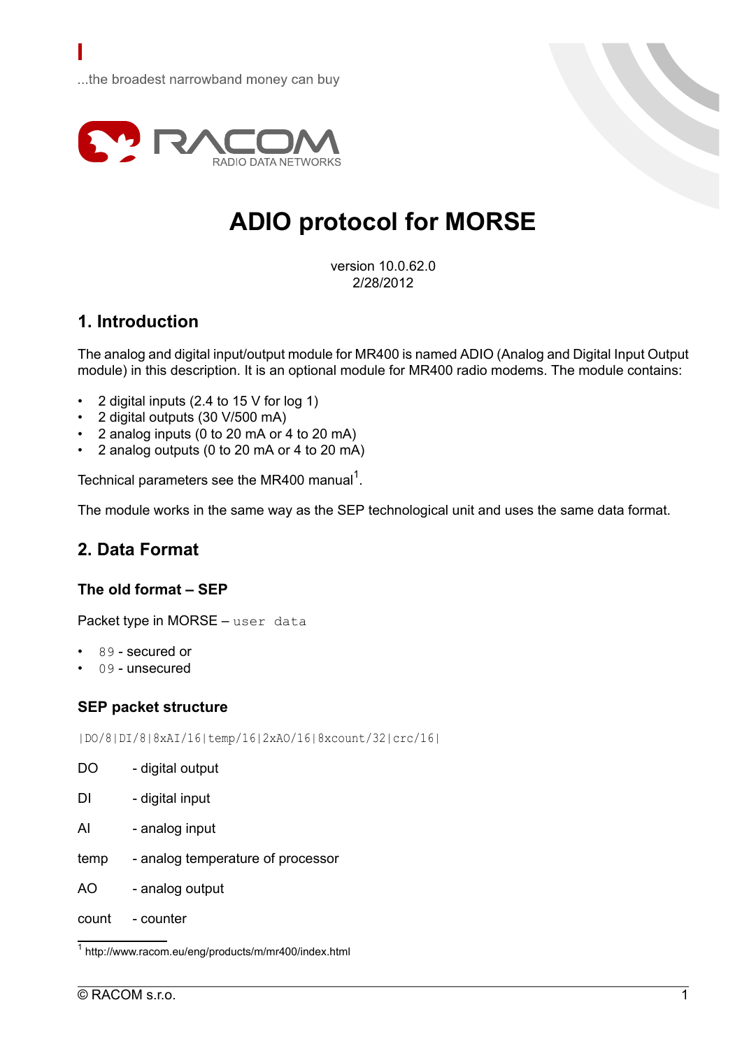...the broadest narrowband money can buy

RACOM
RADIO DATA NETWORKS

# ADIO protocol for MORSE

version 10.0.62.0
2/28/2012

## 1. Introduction

The analog and digital input/output module for MR400 is named ADIO (Analog and Digital Input Output module) in this description. It is an optional module for MR400 radio modems. The module contains:

- 2 digital inputs (2.4 to 15 V for log 1)
- 2 digital outputs (30 V/500 mA)
- 2 analog inputs (0 to 20 mA or 4 to 20 mA)
- 2 analog outputs (0 to 20 mA or 4 to 20 mA)

Technical parameters see the MR400 manual[1].

The module works in the same way as the SEP technological unit and uses the same data format.

## 2. Data Format

### The old format – SEP

Packet type in MORSE – `user data`

- `89` - secured or
- `09` - unsecured

### SEP packet structure

```
|DO/8|DI/8|8xAI/16|temp/16|2xAO/16|8xcount/32|crc/16|
```

DO - digital output

DI - digital input

AI - analog input

temp - analog temperature of processor

AO - analog output

count - counter

[1] http://www.racom.eu/eng/products/m/mr400/index.html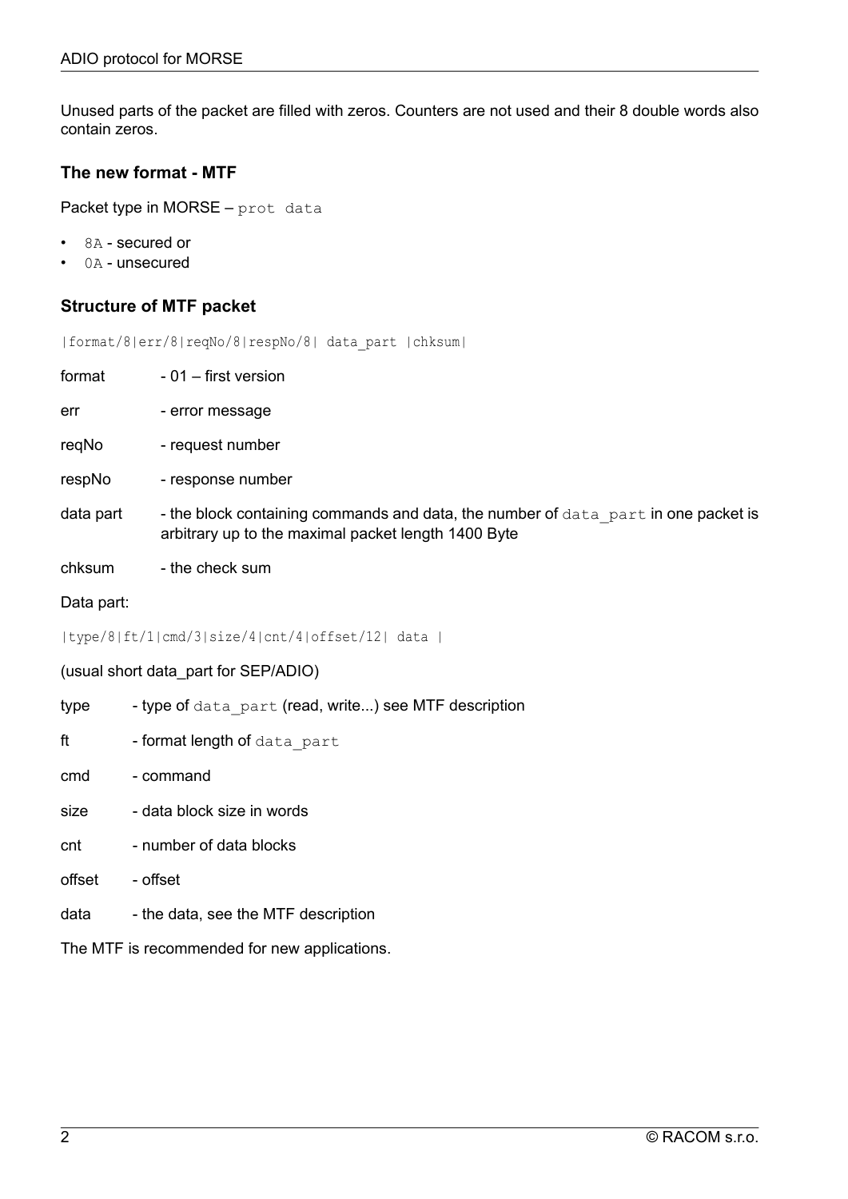Unused parts of the packet are filled with zeros. Counters are not used and their 8 double words also contain zeros.

### The new format - MTF

Packet type in MORSE – `prot data`

- `8A` - secured or
- `0A` - unsecured

### Structure of MTF packet

```
|format/8|err/8|reqNo/8|respNo/8| data_part |chksum|
```

| | |
|---|---|
| format | - 01 – first version |
| err | - error message |
| reqNo | - request number |
| respNo | - response number |
| data part | - the block containing commands and data, the number of `data_part` in one packet is arbitrary up to the maximal packet length 1400 Byte |
| chksum | - the check sum |

Data part:

```
|type/8|ft/1|cmd/3|size/4|cnt/4|offset/12| data |
```

(usual short data_part for SEP/ADIO)

| | |
|---|---|
| type | - type of `data_part` (read, write...) see MTF description |
| ft | - format length of `data_part` |
| cmd | - command |
| size | - data block size in words |
| cnt | - number of data blocks |
| offset | - offset |
| data | - the data, see the MTF description |

The MTF is recommended for new applications.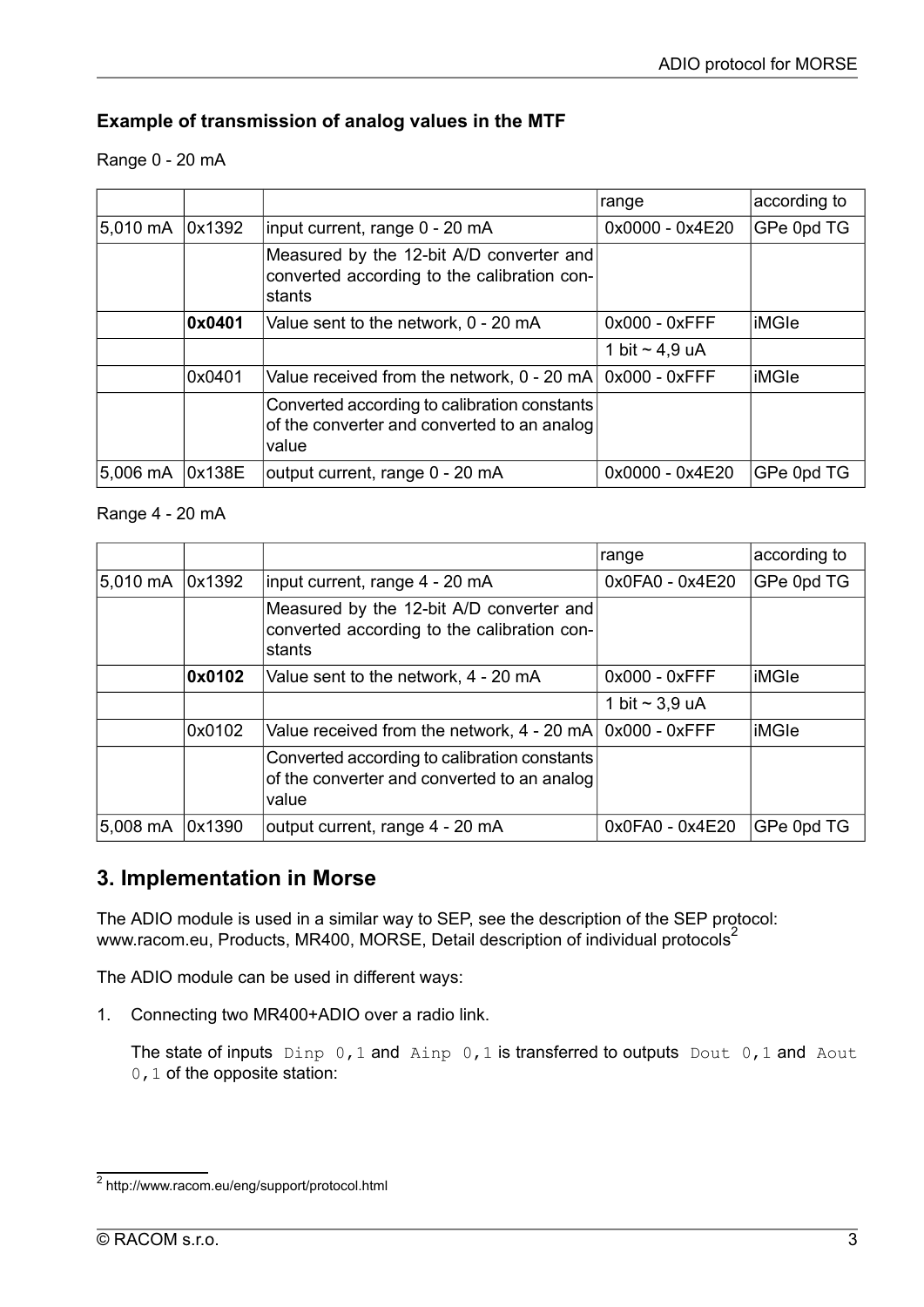### Example of transmission of analog values in the MTF

Range 0 - 20 mA

| | | | range | according to |
|---|---|---|---|---|
| 5,010 mA | 0x1392 | input current, range 0 - 20 mA | 0x0000 - 0x4E20 | GPe 0pd TG |
| | | Measured by the 12-bit A/D converter and converted according to the calibration constants | | |
| | **0x0401** | Value sent to the network, 0 - 20 mA | 0x000 - 0xFFF | iMGIe |
| | | | 1 bit ~ 4,9 uA | |
| | 0x0401 | Value received from the network, 0 - 20 mA | 0x000 - 0xFFF | iMGIe |
| | | Converted according to calibration constants of the converter and converted to an analog value | | |
| 5,006 mA | 0x138E | output current, range 0 - 20 mA | 0x0000 - 0x4E20 | GPe 0pd TG |

Range 4 - 20 mA

| | | | range | according to |
|---|---|---|---|---|
| 5,010 mA | 0x1392 | input current, range 4 - 20 mA | 0x0FA0 - 0x4E20 | GPe 0pd TG |
| | | Measured by the 12-bit A/D converter and converted according to the calibration constants | | |
| | **0x0102** | Value sent to the network, 4 - 20 mA | 0x000 - 0xFFF | iMGIe |
| | | | 1 bit ~ 3,9 uA | |
| | 0x0102 | Value received from the network, 4 - 20 mA | 0x000 - 0xFFF | iMGIe |
| | | Converted according to calibration constants of the converter and converted to an analog value | | |
| 5,008 mA | 0x1390 | output current, range 4 - 20 mA | 0x0FA0 - 0x4E20 | GPe 0pd TG |

## 3. Implementation in Morse

The ADIO module is used in a similar way to SEP, see the description of the SEP protocol: www.racom.eu, Products, MR400, MORSE, Detail description of individual protocols[2]

The ADIO module can be used in different ways:

1. Connecting two MR400+ADIO over a radio link.

   The state of inputs `Dinp 0,1` and `Ainp 0,1` is transferred to outputs `Dout 0,1` and `Aout 0,1` of the opposite station:

[2] http://www.racom.eu/eng/support/protocol.html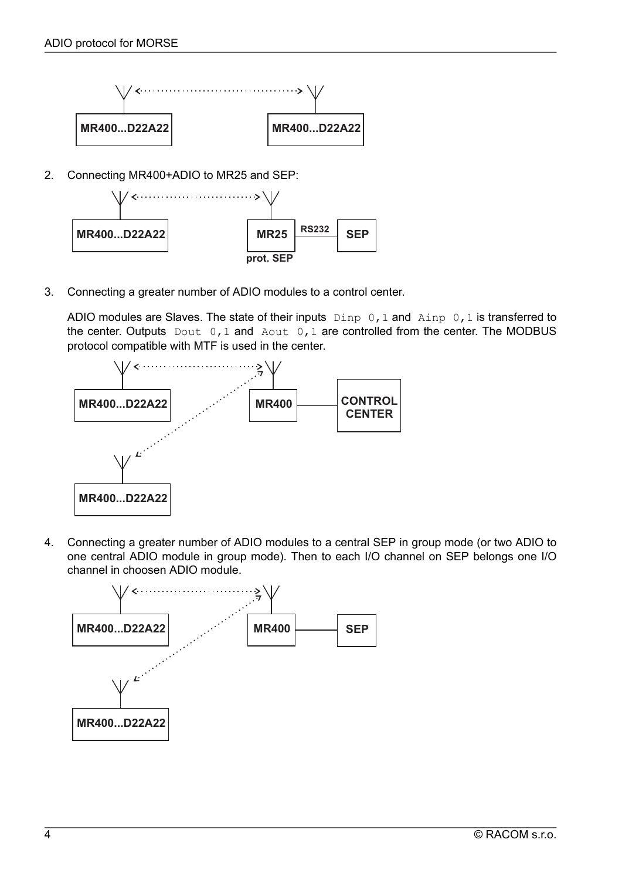2. Connecting MR400+ADIO to MR25 and SEP:

3. Connecting a greater number of ADIO modules to a control center.

   ADIO modules are Slaves. The state of their inputs `Dinp 0,1` and `Ainp 0,1` is transferred to the center. Outputs `Dout 0,1` and `Aout 0,1` are controlled from the center. The MODBUS protocol compatible with MTF is used in the center.

4. Connecting a greater number of ADIO modules to a central SEP in group mode (or two ADIO to one central ADIO module in group mode). Then to each I/O channel on SEP belongs one I/O channel in choosen ADIO module.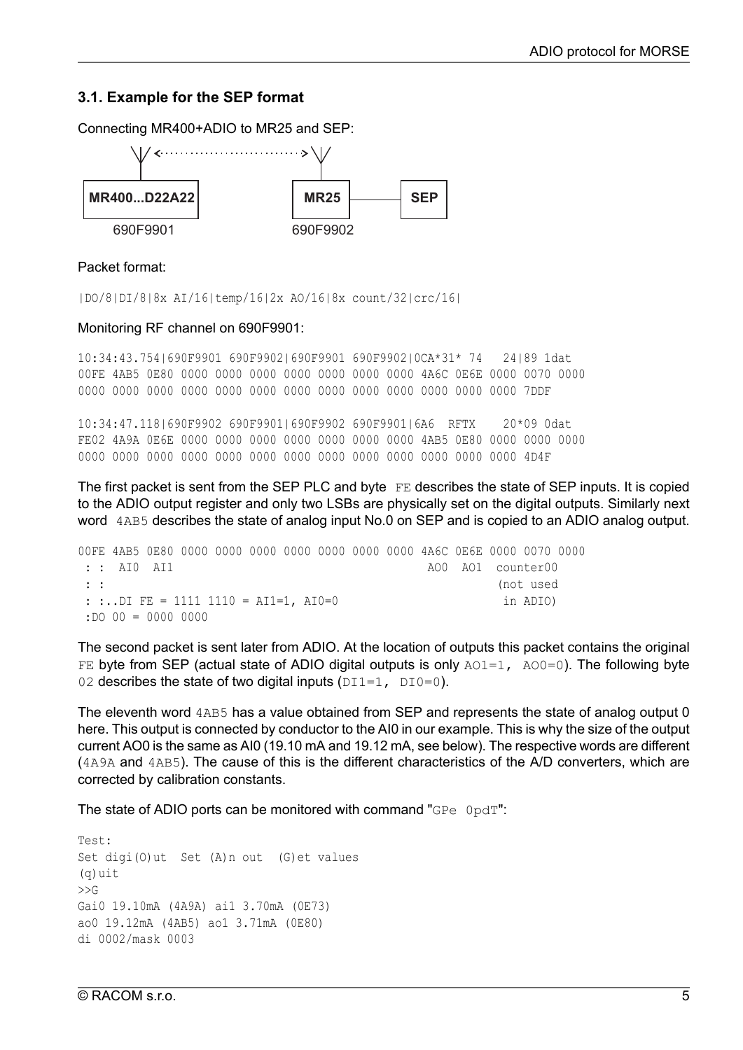### 3.1. Example for the SEP format

Connecting MR400+ADIO to MR25 and SEP:

```
 \|/ <............................> \|/
  |                                  |
+-------------+                  +------+        +-----+
| MR400...D22A22 |               | MR25 |--------| SEP |
+-------------+                  +------+        +-----+
   690F9901                      690F9902
```

Packet format:

```
|DO/8|DI/8|8x AI/16|temp/16|2x AO/16|8x count/32|crc/16|
```

Monitoring RF channel on 690F9901:

```
10:34:43.754|690F9901 690F9902|690F9901 690F9902|0CA*31* 74   24|89 1dat
00FE 4AB5 0E80 0000 0000 0000 0000 0000 0000 0000 4A6C 0E6E 0000 0070 0000
0000 0000 0000 0000 0000 0000 0000 0000 0000 0000 0000 0000 0000 7DDF

10:34:47.118|690F9902 690F9901|690F9902 690F9901|6A6  RFTX    20*09 0dat
FE02 4A9A 0E6E 0000 0000 0000 0000 0000 0000 0000 4AB5 0E80 0000 0000 0000
0000 0000 0000 0000 0000 0000 0000 0000 0000 0000 0000 0000 0000 4D4F
```

The first packet is sent from the SEP PLC and byte `FE` describes the state of SEP inputs. It is copied to the ADIO output register and only two LSBs are physically set on the digital outputs. Similarly next word `4AB5` describes the state of analog input No.0 on SEP and is copied to an ADIO analog output.

```
00FE 4AB5 0E80 0000 0000 0000 0000 0000 0000 0000 4A6C 0E6E 0000 0070 0000
 : :  AI0  AI1                                    AO0  AO1  counter00
 : :                                                        (not used
 : :..DI FE = 1111 1110 = AI1=1, AI0=0                       in ADIO)
 :DO 00 = 0000 0000
```

The second packet is sent later from ADIO. At the location of outputs this packet contains the original `FE` byte from SEP (actual state of ADIO digital outputs is only `AO1=1, AO0=0`). The following byte `02` describes the state of two digital inputs (`DI1=1, DI0=0`).

The eleventh word `4AB5` has a value obtained from SEP and represents the state of analog output 0 here. This output is connected by conductor to the AI0 in our example. This is why the size of the output current AO0 is the same as AI0 (19.10 mA and 19.12 mA, see below). The respective words are different (`4A9A` and `4AB5`). The cause of this is the different characteristics of the A/D converters, which are corrected by calibration constants.

The state of ADIO ports can be monitored with command "`GPe 0pdT`":

```
Test:
Set digi(O)ut  Set (A)n out  (G)et values
(q)uit
>>G
Gai0 19.10mA (4A9A) ai1 3.70mA (0E73)
ao0 19.12mA (4AB5) ao1 3.71mA (0E80)
di 0002/mask 0003
```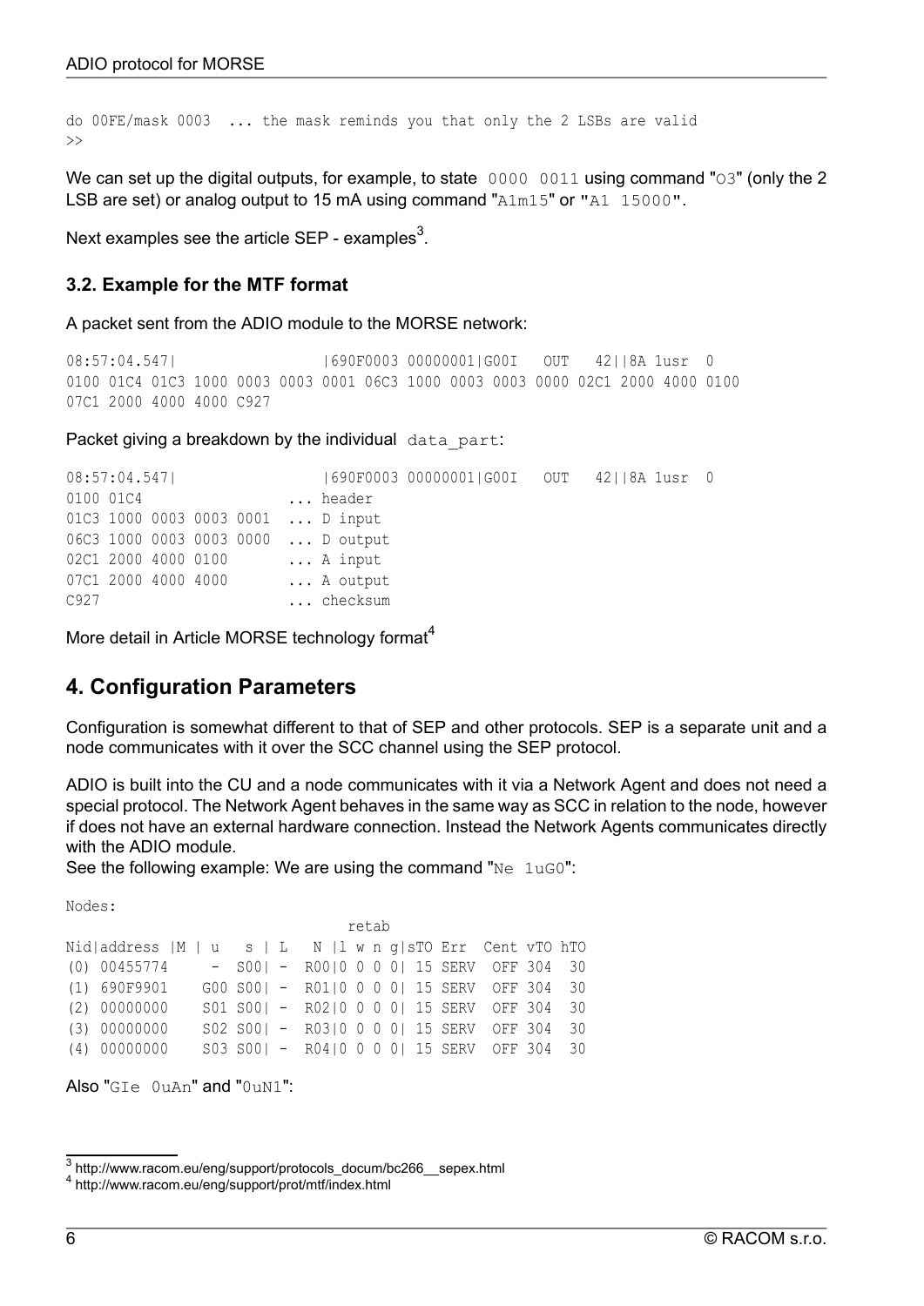```
do 00FE/mask 0003  ... the mask reminds you that only the 2 LSBs are valid
>>
```

We can set up the digital outputs, for example, to state `0000 0011` using command "`O3`" (only the 2 LSB are set) or analog output to 15 mA using command "`A1m15`" or "`A1 15000`".

Next examples see the article SEP - examples[3].

### 3.2. Example for the MTF format

A packet sent from the ADIO module to the MORSE network:

```
08:57:04.547|                 |690F0003 00000001|G00I   OUT   42||8A 1usr  0
0100 01C4 01C3 1000 0003 0003 0001 06C3 1000 0003 0003 0000 02C1 2000 4000 0100
07C1 2000 4000 4000 C927
```

Packet giving a breakdown by the individual `data_part`:

```
08:57:04.547|                 |690F0003 00000001|G00I   OUT   42||8A 1usr  0
0100 01C4                   ... header
01C3 1000 0003 0003 0001  ... D input
06C3 1000 0003 0003 0000  ... D output
02C1 2000 4000 0100       ... A input
07C1 2000 4000 4000       ... A output
C927                      ... checksum
```

More detail in Article MORSE technology format[4]

## 4. Configuration Parameters

Configuration is somewhat different to that of SEP and other protocols. SEP is a separate unit and a node communicates with it over the SCC channel using the SEP protocol.

ADIO is built into the CU and a node communicates with it via a Network Agent and does not need a special protocol. The Network Agent behaves in the same way as SCC in relation to the node, however if does not have an external hardware connection. Instead the Network Agents communicates directly with the ADIO module.
See the following example: We are using the command "`Ne 1uG0`":

```
Nodes:
                                   retab
Nid|address |M | u   s | L   N |l w n g|sTO Err  Cent vTO hTO
(0) 00455774     -  S00| -  R00|0 0 0 0| 15 SERV  OFF 304  30
(1) 690F9901    G00 S00| -  R01|0 0 0 0| 15 SERV  OFF 304  30
(2) 00000000    S01 S00| -  R02|0 0 0 0| 15 SERV  OFF 304  30
(3) 00000000    S02 S00| -  R03|0 0 0 0| 15 SERV  OFF 304  30
(4) 00000000    S03 S00| -  R04|0 0 0 0| 15 SERV  OFF 304  30
```

Also "`GIe 0uAn`" and "`0uN1`":

---

[3] http://www.racom.eu/eng/support/protocols_docum/bc266__sepex.html

[4] http://www.racom.eu/eng/support/prot/mtf/index.html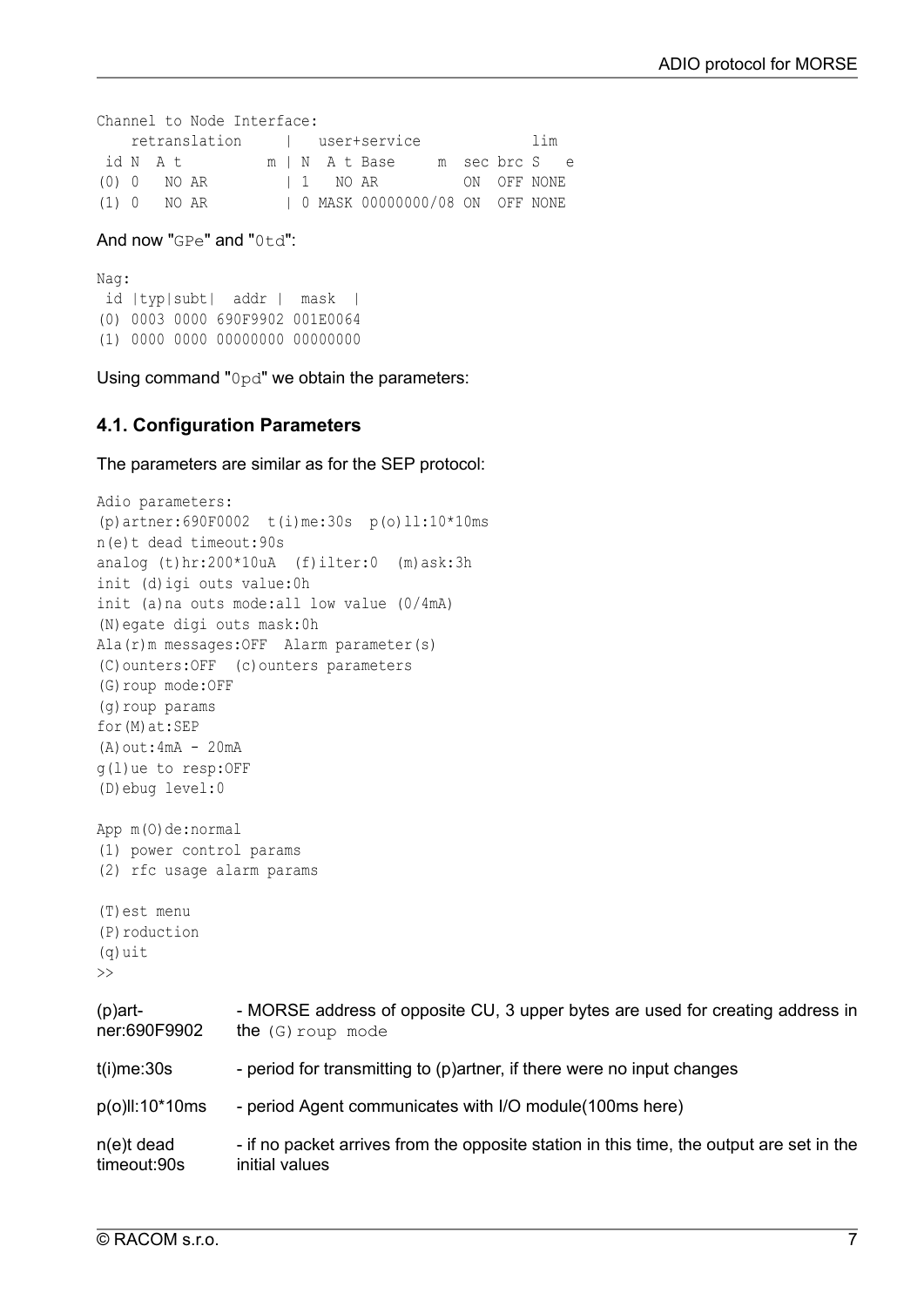```
Channel to Node Interface:
    retranslation     |   user+service             lim
 id N  A t          m | N  A t Base     m  sec brc S   e
(0) 0   NO AR         | 1   NO AR          ON  OFF NONE
(1) 0   NO AR         | 0 MASK 00000000/08 ON  OFF NONE
```

And now "`GPe`" and "`0td`":

```
Nag:
 id |typ|subt|  addr |  mask  |
(0) 0003 0000 690F9902 001E0064
(1) 0000 0000 00000000 00000000
```

Using command "`0pd`" we obtain the parameters:

### 4.1. Configuration Parameters

The parameters are similar as for the SEP protocol:

```
Adio parameters:
(p)artner:690F0002  t(i)me:30s  p(o)ll:10*10ms
n(e)t dead timeout:90s
analog (t)hr:200*10uA  (f)ilter:0  (m)ask:3h
init (d)igi outs value:0h
init (a)na outs mode:all low value (0/4mA)
(N)egate digi outs mask:0h
Ala(r)m messages:OFF  Alarm parameter(s)
(C)ounters:OFF  (c)ounters parameters
(G)roup mode:OFF
(g)roup params
for(M)at:SEP
(A)out:4mA - 20mA
g(l)ue to resp:OFF
(D)ebug level:0

App m(O)de:normal
(1) power control params
(2) rfc usage alarm params

(T)est menu
(P)roduction
(q)uit
>>
```

| | |
|---|---|
| (p)artner:690F9902 | - MORSE address of opposite CU, 3 upper bytes are used for creating address in the `(G)roup mode` |
| t(i)me:30s | - period for transmitting to (p)artner, if there were no input changes |
| p(o)ll:10*10ms | - period Agent communicates with I/O module(100ms here) |
| n(e)t dead timeout:90s | - if no packet arrives from the opposite station in this time, the output are set in the initial values |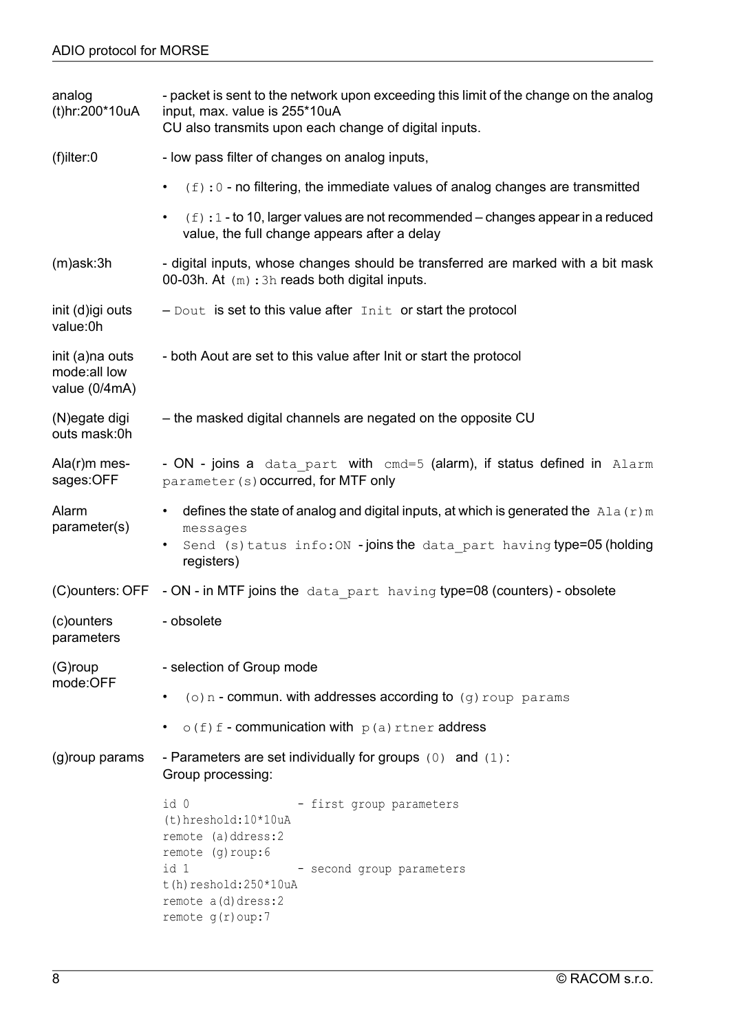| | |
|---|---|
| analog (t)hr:200*10uA | - packet is sent to the network upon exceeding this limit of the change on the analog input, max. value is 255*10uA<br>CU also transmits upon each change of digital inputs. |
| (f)ilter:0 | - low pass filter of changes on analog inputs,<br>• `(f):0` - no filtering, the immediate values of analog changes are transmitted<br>• `(f):1` - to 10, larger values are not recommended – changes appear in a reduced value, the full change appears after a delay |
| (m)ask:3h | - digital inputs, whose changes should be transferred are marked with a bit mask 00-03h. At `(m):3h` reads both digital inputs. |
| init (d)igi outs value:0h | – `Dout` is set to this value after `Init` or start the protocol |
| init (a)na outs mode:all low value (0/4mA) | - both Aout are set to this value after Init or start the protocol |
| (N)egate digi outs mask:0h | – the masked digital channels are negated on the opposite CU |
| Ala(r)m messages:OFF | - ON - joins a `data_part` with `cmd=5` (alarm), if status defined in `Alarm parameter(s)` occurred, for MTF only |
| Alarm parameter(s) | • defines the state of analog and digital inputs, at which is generated the `Ala(r)m messages`<br>• `Send (s)tatus info:ON` - joins the `data_part having` type=05 (holding registers) |
| (C)ounters: OFF | - ON - in MTF joins the `data_part having` type=08 (counters) - obsolete |
| (c)ounters parameters | - obsolete |
| (G)roup mode:OFF | - selection of Group mode<br>• `(o)n` - commun. with addresses according to `(g)roup params`<br>• `o(f)f` - communication with `p(a)rtner` address |
| (g)roup params | - Parameters are set individually for groups `(0)` and `(1)`:<br>Group processing: |

```
id 0                - first group parameters
(t)hreshold:10*10uA
remote (a)ddress:2
remote (g)roup:6
id 1                - second group parameters
t(h)reshold:250*10uA
remote a(d)dress:2
remote g(r)oup:7
```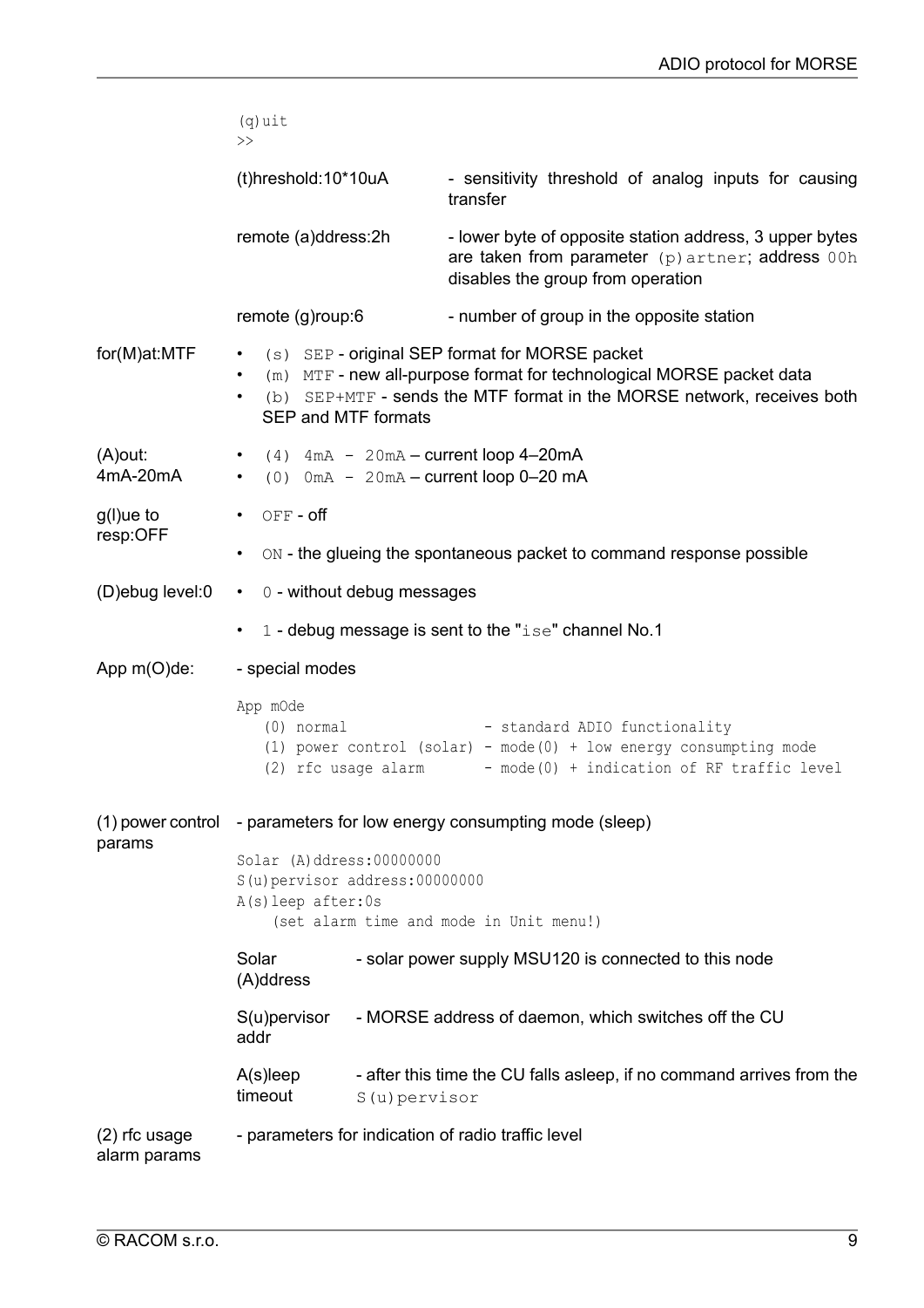```
(q)uit
>>
```

| | |
|---|---|
| (t)hreshold:10*10uA | - sensitivity threshold of analog inputs for causing transfer |
| remote (a)ddress:2h | - lower byte of opposite station address, 3 upper bytes are taken from parameter `(p)artner`; address `00h` disables the group from operation |
| remote (g)roup:6 | - number of group in the opposite station |

**for(M)at:MTF**

- `(s) SEP` - original SEP format for MORSE packet
- `(m) MTF` - new all-purpose format for technological MORSE packet data
- `(b) SEP+MTF` - sends the MTF format in the MORSE network, receives both SEP and MTF formats

**(A)out: 4mA-20mA**

- `(4) 4mA - 20mA` – current loop 4–20mA
- `(0) 0mA - 20mA` – current loop 0–20 mA

**g(l)ue to resp:OFF**

- `OFF` - off
- `ON` - the glueing the spontaneous packet to command response possible

**(D)ebug level:0**

- `0` - without debug messages
- `1` - debug message is sent to the "`ise`" channel No.1

**App m(O)de:** - special modes

```
App mOde
   (0) normal               - standard ADIO functionality
   (1) power control (solar) - mode(0) + low energy consumpting mode
   (2) rfc usage alarm       - mode(0) + indication of RF traffic level
```

**(1) power control params** - parameters for low energy consumpting mode (sleep)

```
Solar (A)ddress:00000000
S(u)pervisor address:00000000
A(s)leep after:0s
    (set alarm time and mode in Unit menu!)
```

| | |
|---|---|
| Solar (A)ddress | - solar power supply MSU120 is connected to this node |
| S(u)pervisor addr | - MORSE address of daemon, which switches off the CU |
| A(s)leep timeout | - after this time the CU falls asleep, if no command arrives from the `S(u)pervisor` |

**(2) rfc usage alarm params** - parameters for indication of radio traffic level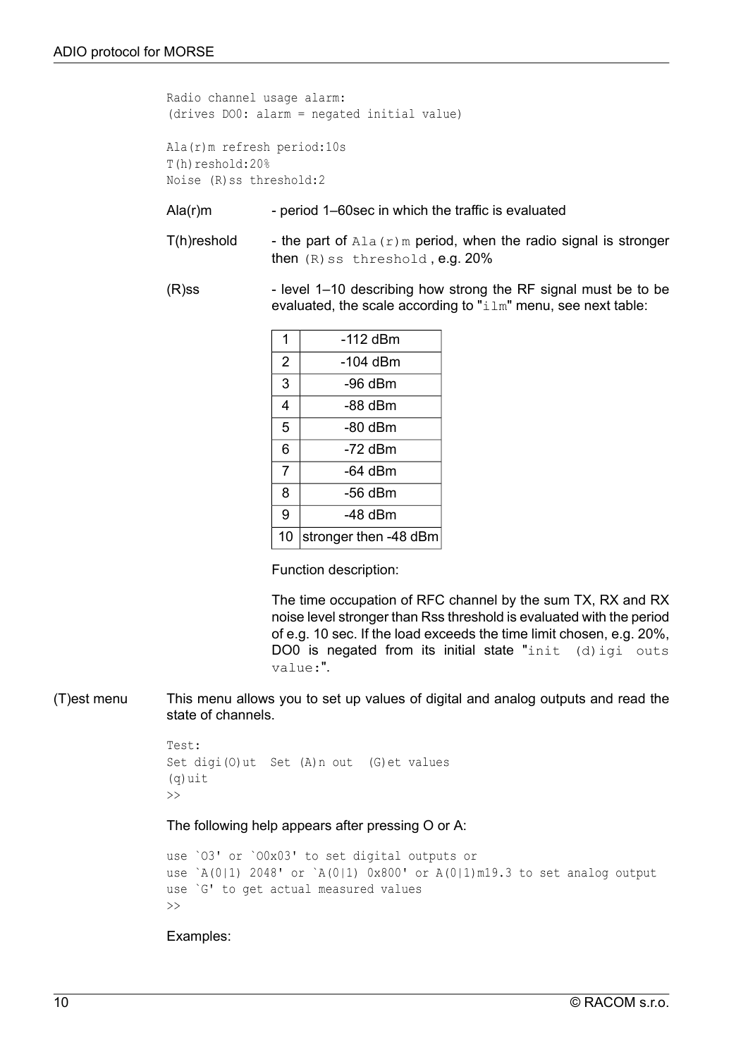```
Radio channel usage alarm:
(drives DO0: alarm = negated initial value)

Ala(r)m refresh period:10s
T(h)reshold:20%
Noise (R)ss threshold:2
```

Ala(r)m - period 1–60sec in which the traffic is evaluated

T(h)reshold - the part of `Ala(r)m` period, when the radio signal is stronger then `(R)ss threshold`, e.g. 20%

(R)ss - level 1–10 describing how strong the RF signal must be to be evaluated, the scale according to "`ilm`" menu, see next table:

| | |
|---|---|
| 1 | -112 dBm |
| 2 | -104 dBm |
| 3 | -96 dBm |
| 4 | -88 dBm |
| 5 | -80 dBm |
| 6 | -72 dBm |
| 7 | -64 dBm |
| 8 | -56 dBm |
| 9 | -48 dBm |
| 10 | stronger then -48 dBm |

Function description:

The time occupation of RFC channel by the sum TX, RX and RX noise level stronger than Rss threshold is evaluated with the period of e.g. 10 sec. If the load exceeds the time limit chosen, e.g. 20%, DO0 is negated from its initial state "`init (d)igi outs value:`".

(T)est menu This menu allows you to set up values of digital and analog outputs and read the state of channels.

```
Test:
Set digi(O)ut  Set (A)n out  (G)et values
(q)uit
>>
```

The following help appears after pressing O or A:

```
use `O3' or `O0x03' to set digital outputs or
use `A(0|1) 2048' or `A(0|1) 0x800' or A(0|1)m19.3 to set analog output
use `G' to get actual measured values
>>
```

Examples: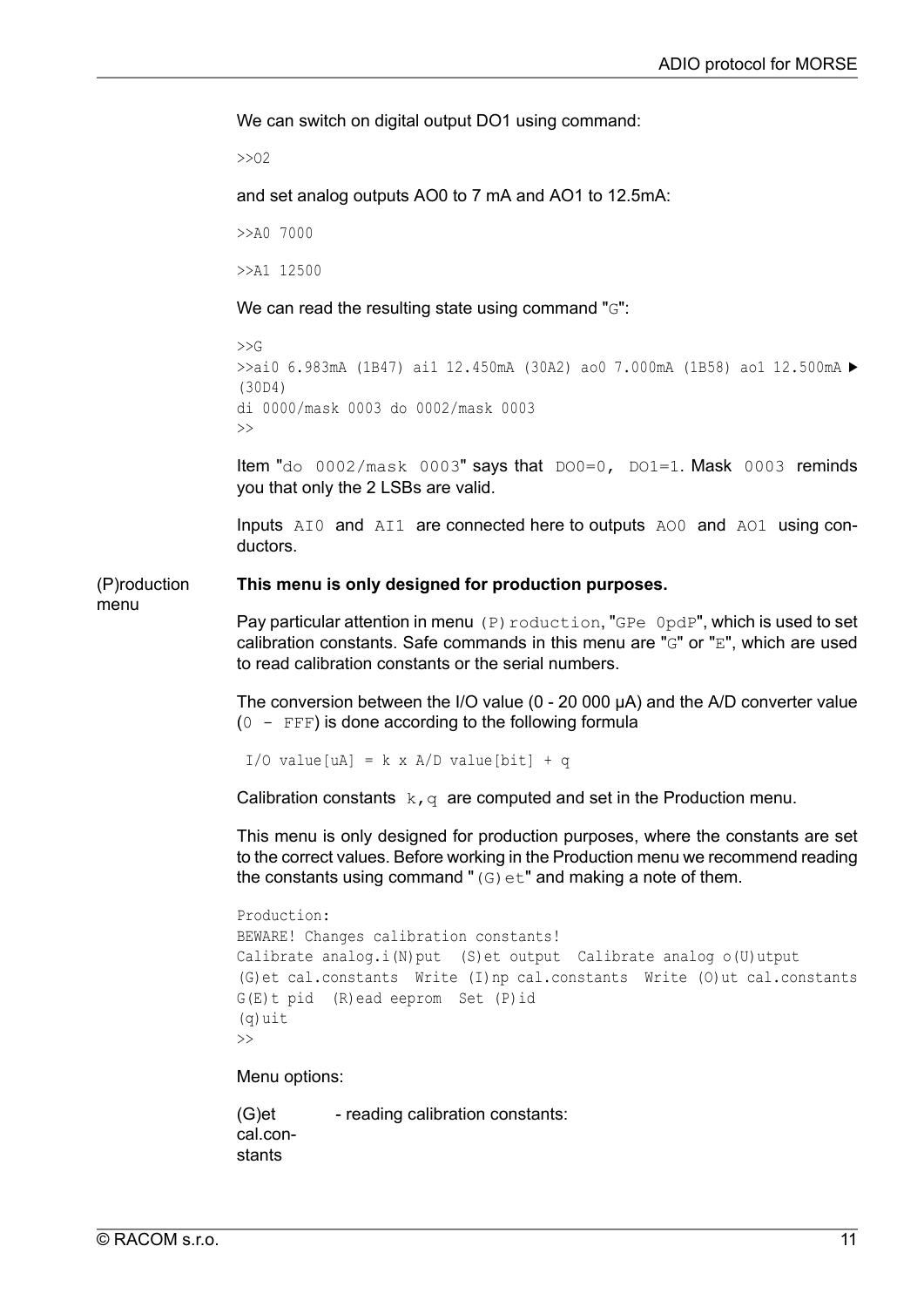We can switch on digital output DO1 using command:

```
>>O2
```

and set analog outputs AO0 to 7 mA and AO1 to 12.5mA:

```
>>A0 7000
```

```
>>A1 12500
```

We can read the resulting state using command "G":

```
>>G
>>ai0 6.983mA (1B47) ai1 12.450mA (30A2) ao0 7.000mA (1B58) ao1 12.500mA ►
(30D4)
di 0000/mask 0003 do 0002/mask 0003
>>
```

Item "`do 0002/mask 0003`" says that `DO0=0, DO1=1`. Mask `0003` reminds you that only the 2 LSBs are valid.

Inputs `AI0` and `AI1` are connected here to outputs `AO0` and `AO1` using conductors.

(P)roduction menu

**This menu is only designed for production purposes.**

Pay particular attention in menu `(P)roduction`, "`GPe 0pdP`", which is used to set calibration constants. Safe commands in this menu are "`G`" or "`E`", which are used to read calibration constants or the serial numbers.

The conversion between the I/O value (0 - 20 000 μA) and the A/D converter value (`0 - FFF`) is done according to the following formula

```
I/O value[uA] = k x A/D value[bit] + q
```

Calibration constants `k,q` are computed and set in the Production menu.

This menu is only designed for production purposes, where the constants are set to the correct values. Before working in the Production menu we recommend reading the constants using command "`(G)et`" and making a note of them.

```
Production:
BEWARE! Changes calibration constants!
Calibrate analog.i(N)put  (S)et output  Calibrate analog o(U)utput
(G)et cal.constants  Write (I)np cal.constants  Write (O)ut cal.constants
G(E)t pid  (R)ead eeprom  Set (P)id
(q)uit
>>
```

Menu options:

(G)et cal.constants - reading calibration constants: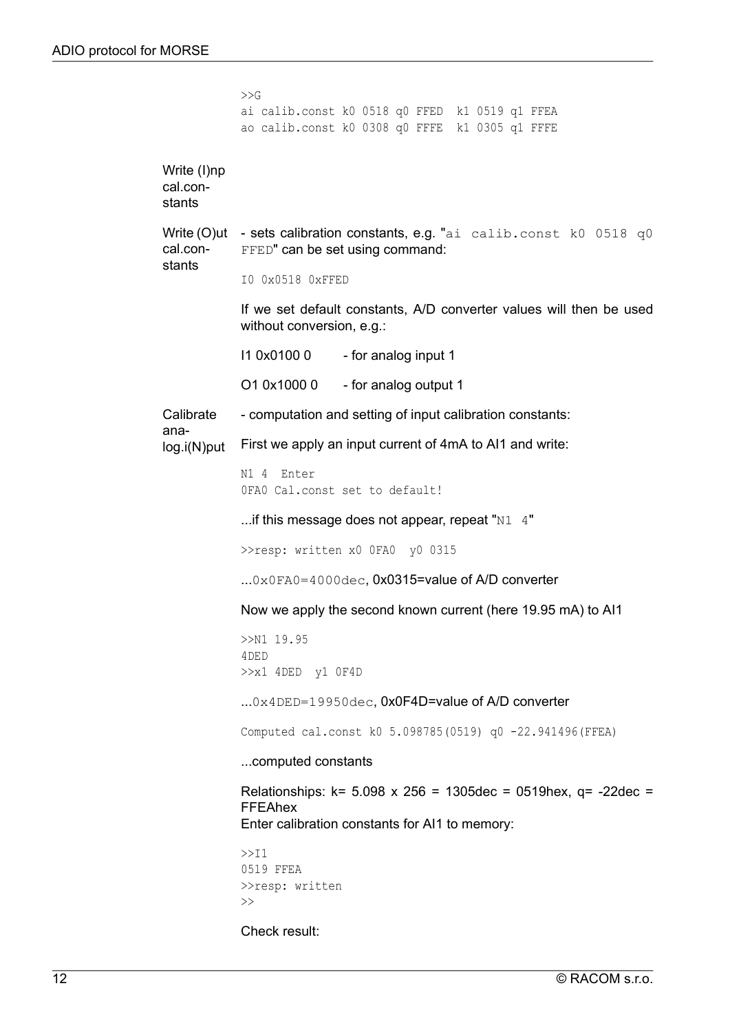```
>>G
ai calib.const k0 0518 q0 FFED  k1 0519 q1 FFEA
ao calib.const k0 0308 q0 FFFE  k1 0305 q1 FFFE
```

**Write (I)np cal.constants**

**Write (O)ut cal.constants** - sets calibration constants, e.g. "`ai calib.const k0 0518 q0 FFED`" can be set using command:

```
I0 0x0518 0xFFED
```

If we set default constants, A/D converter values will then be used without conversion, e.g.:

I1 0x0100 0 - for analog input 1

O1 0x1000 0 - for analog output 1

**Calibrate analog.i(N)put** - computation and setting of input calibration constants:

First we apply an input current of 4mA to AI1 and write:

```
N1 4  Enter
0FA0 Cal.const set to default!
```

...if this message does not appear, repeat "`N1 4`"

```
>>resp: written x0 0FA0  y0 0315
```

...`0x0FA0=4000dec`, 0x0315=value of A/D converter

Now we apply the second known current (here 19.95 mA) to AI1

```
>>N1 19.95
4DED
>>x1 4DED  y1 0F4D
```

...`0x4DED=19950dec`, 0x0F4D=value of A/D converter

```
Computed cal.const k0 5.098785(0519) q0 -22.941496(FFEA)
```

...computed constants

Relationships: k= 5.098 x 256 = 1305dec = 0519hex, q= -22dec = FFEAhex
Enter calibration constants for AI1 to memory:

```
>>I1
0519 FFEA
>>resp: written
>>
```

Check result: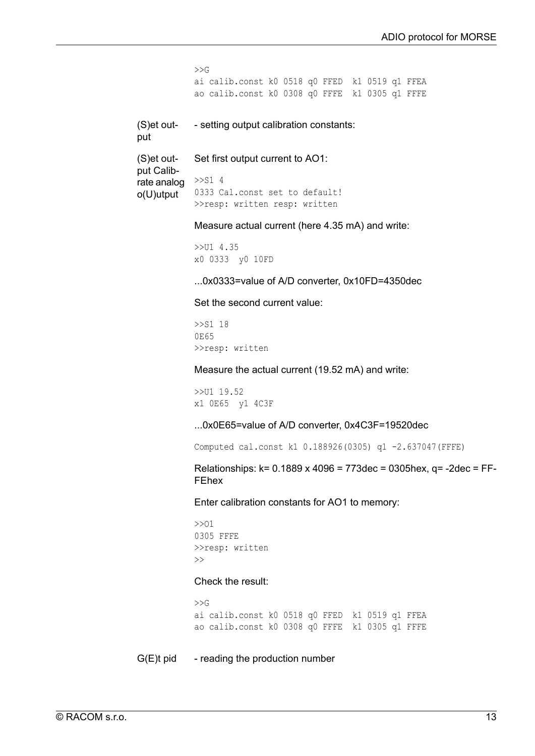```
>>G
ai calib.const k0 0518 q0 FFED  k1 0519 q1 FFEA
ao calib.const k0 0308 q0 FFFE  k1 0305 q1 FFFE
```

**(S)et output** - setting output calibration constants:

**(S)et output Calibrate analog o(U)utput**

Set first output current to AO1:

```
>>S1 4
0333 Cal.const set to default!
>>resp: written resp: written
```

Measure actual current (here 4.35 mA) and write:

```
>>U1 4.35
x0 0333  y0 10FD
```

...0x0333=value of A/D converter, 0x10FD=4350dec

Set the second current value:

```
>>S1 18
0E65
>>resp: written
```

Measure the actual current (19.52 mA) and write:

```
>>U1 19.52
x1 0E65  y1 4C3F
```

...0x0E65=value of A/D converter, 0x4C3F=19520dec

```
Computed cal.const k1 0.188926(0305) q1 -2.637047(FFFE)
```

Relationships: k= 0.1889 x 4096 = 773dec = 0305hex, q= -2dec = FFFEhex

Enter calibration constants for AO1 to memory:

```
>>O1
0305 FFFE
>>resp: written
>>
```

Check the result:

```
>>G
ai calib.const k0 0518 q0 FFED  k1 0519 q1 FFEA
ao calib.const k0 0308 q0 FFFE  k1 0305 q1 FFFE
```

**G(E)t pid** - reading the production number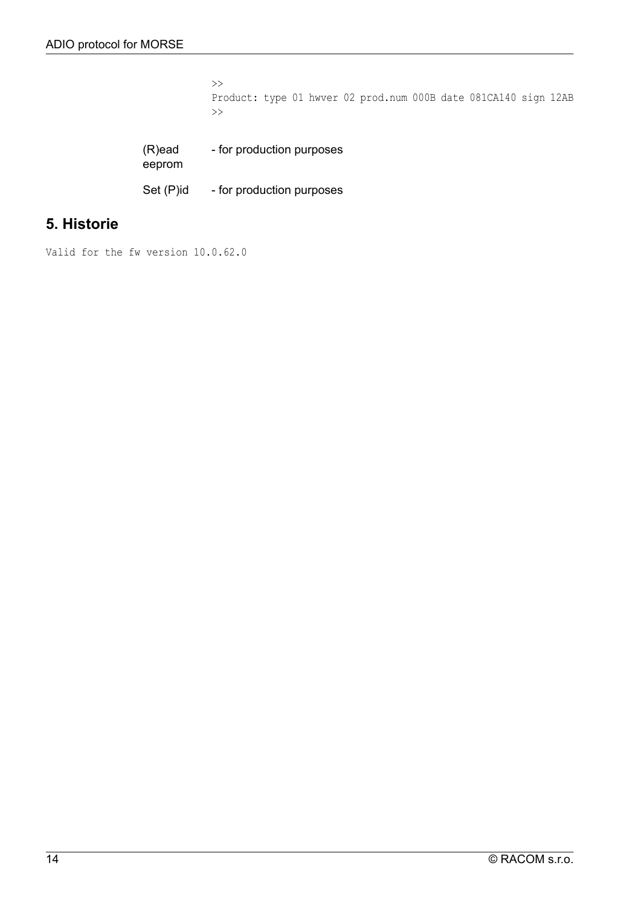```
>>
Product: type 01 hwver 02 prod.num 000B date 081CA140 sign 12AB
>>
```

(R)ead eeprom - for production purposes

Set (P)id - for production purposes

## 5. Historie

```
Valid for the fw version 10.0.62.0
```